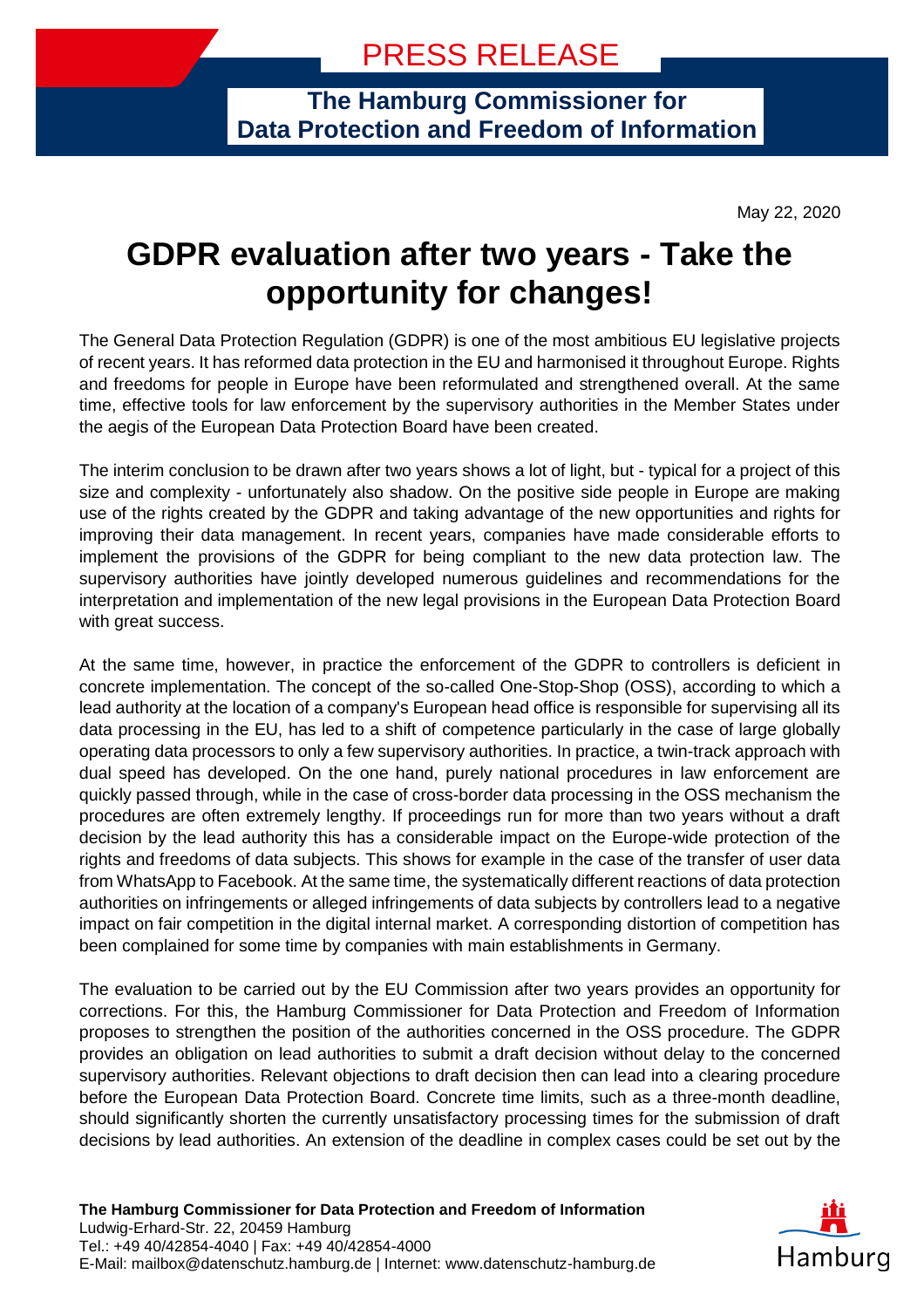# PRESS RELEASE

**The Hamburg Commissioner for Data Protection and Freedom of Information**

May 22, 2020

# GDPR evaluation after two years - Take the opportunity for changes!

The General Data Protection Regulation (GDPR) is one of the most ambitious EU legislative projects of recent years. It has reformed data protection in the EU and harmonised it throughout Europe. Rights and freedoms for people in Europe have been reformulated and strengthened overall. At the same time, effective tools for law enforcement by the supervisory authorities in the Member States under the aegis of the European Data Protection Board have been created.

The interim conclusion to be drawn after two years shows a lot of light, but - typical for a project of this size and complexity - unfortunately also shadow. On the positive side people in Europe are making use of the rights created by the GDPR and taking advantage of the new opportunities and rights for improving their data management. In recent years, companies have made considerable efforts to implement the provisions of the GDPR for being compliant to the new data protection law. The supervisory authorities have jointly developed numerous guidelines and recommendations for the interpretation and implementation of the new legal provisions in the European Data Protection Board with great success.

At the same time, however, in practice the enforcement of the GDPR to controllers is deficient in concrete implementation. The concept of the so-called One-Stop-Shop (OSS), according to which a lead authority at the location of a company's European head office is responsible for supervising all its data processing in the EU, has led to a shift of competence particularly in the case of large globally operating data processors to only a few supervisory authorities. In practice, a twin-track approach with dual speed has developed. On the one hand, purely national procedures in law enforcement are quickly passed through, while in the case of cross-border data processing in the OSS mechanism the procedures are often extremely lengthy. If proceedings run for more than two years without a draft decision by the lead authority this has a considerable impact on the Europe-wide protection of the rights and freedoms of data subjects. This shows for example in the case of the transfer of user data from WhatsApp to Facebook. At the same time, the systematically different reactions of data protection authorities on infringements or alleged infringements of data subjects by controllers lead to a negative impact on fair competition in the digital internal market. A corresponding distortion of competition has been complained for some time by companies with main establishments in Germany.

The evaluation to be carried out by the EU Commission after two years provides an opportunity for corrections. For this, the Hamburg Commissioner for Data Protection and Freedom of Information proposes to strengthen the position of the authorities concerned in the OSS procedure. The GDPR provides an obligation on lead authorities to submit a draft decision without delay to the concerned supervisory authorities. Relevant objections to draft decision then can lead into a clearing procedure before the European Data Protection Board. Concrete time limits, such as a three-month deadline, should significantly shorten the currently unsatisfactory processing times for the submission of draft decisions by lead authorities. An extension of the deadline in complex cases could be set out by the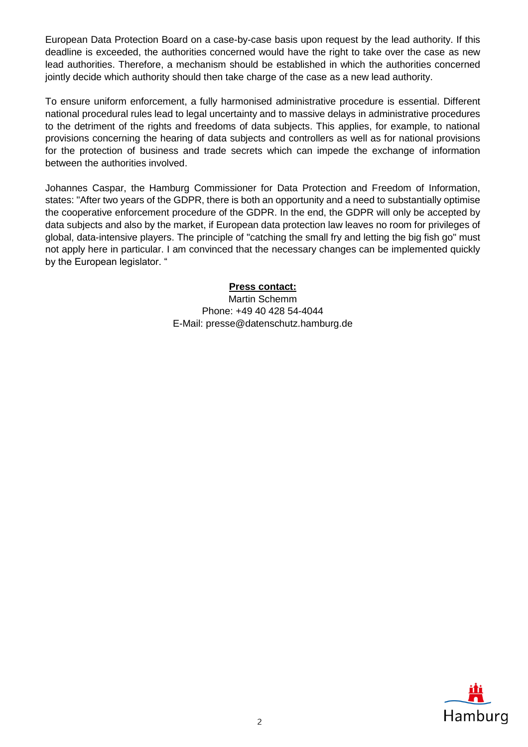European Data Protection Board on a case-by-case basis upon request by the lead authority. If this deadline is exceeded, the authorities concerned would have the right to take over the case as new lead authorities. Therefore, a mechanism should be established in which the authorities concerned jointly decide which authority should then take charge of the case as a new lead authority.

To ensure uniform enforcement, a fully harmonised administrative procedure is essential. Different national procedural rules lead to legal uncertainty and to massive delays in administrative procedures to the detriment of the rights and freedoms of data subjects. This applies, for example, to national provisions concerning the hearing of data subjects and controllers as well as for national provisions for the protection of business and trade secrets which can impede the exchange of information between the authorities involved.

Johannes Caspar, the Hamburg Commissioner for Data Protection and Freedom of Information, states: "After two years of the GDPR, there is both an opportunity and a need to substantially optimise the cooperative enforcement procedure of the GDPR. In the end, the GDPR will only be accepted by data subjects and also by the market, if European data protection law leaves no room for privileges of global, data-intensive players. The principle of "catching the small fry and letting the big fish go" must not apply here in particular. I am convinced that the necessary changes can be implemented quickly by the European legislator. "

**Press contact:**

Martin Schemm
Phone: +49 40 428 54-4044
E-Mail: presse@datenschutz.hamburg.de